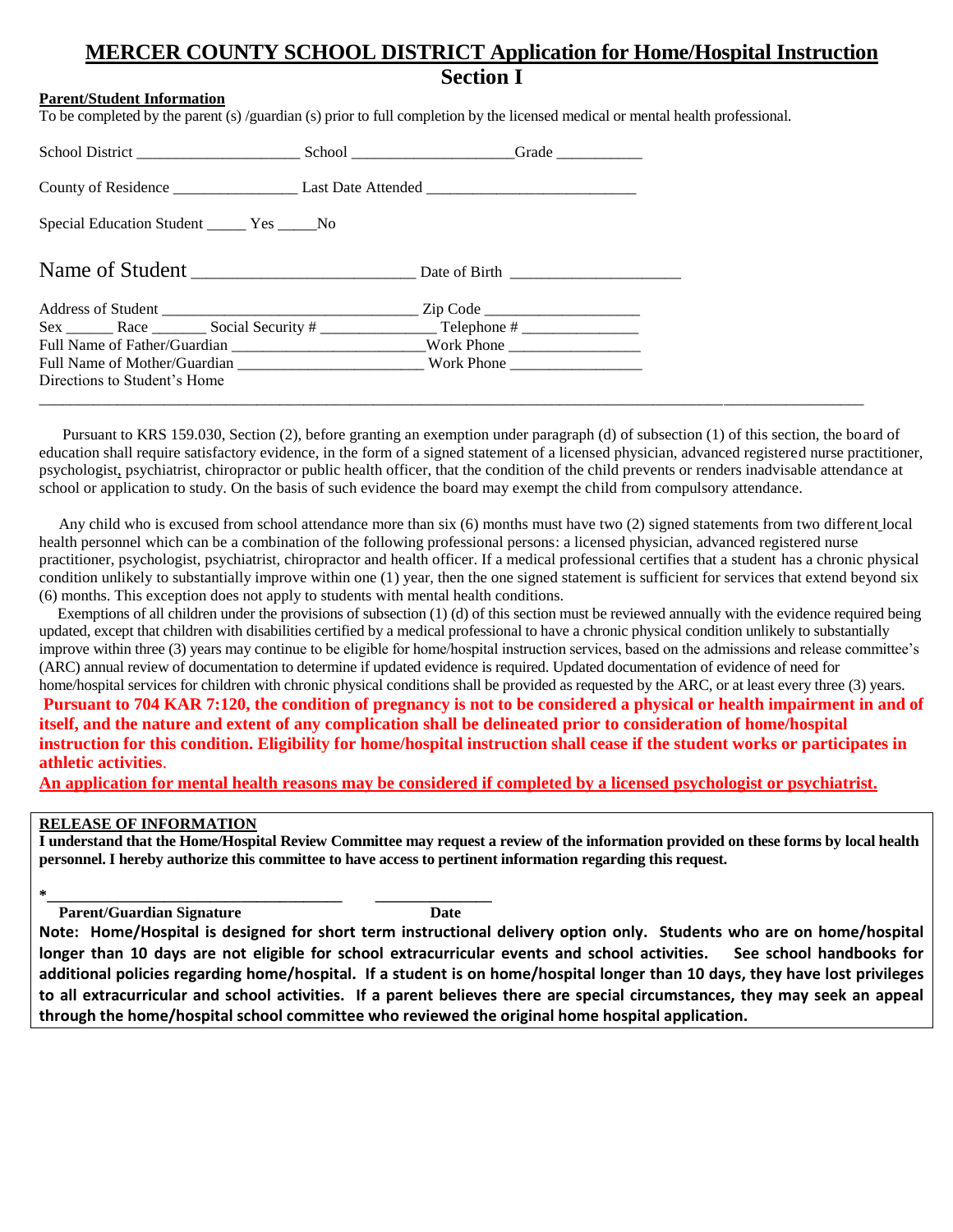# MERCER COUNTY SCHOOL DISTRICT Application for Home/Hospital Instruction

## Section I

**Parent/Student Information**

To be completed by the parent (s) /guardian (s) prior to full completion by the licensed medical or mental health professional.

School District ____________________ School ____________________Grade ___________

County of Residence ________________ Last Date Attended __________________________

Special Education Student _____ Yes _____No

Name of Student _________________________ Date of Birth _____________________

Address of Student _______________________________ Zip Code ___________________

Sex ______ Race _______ Social Security # ______________ Telephone # _______________

Full Name of Father/Guardian ________________________Work Phone ________________

Full Name of Mother/Guardian _______________________ Work Phone ________________

Directions to Student's Home

_______________________________________________________________________________

Pursuant to KRS 159.030, Section (2), before granting an exemption under paragraph (d) of subsection (1) of this section, the board of education shall require satisfactory evidence, in the form of a signed statement of a licensed physician, advanced registered nurse practitioner, psychologist, psychiatrist, chiropractor or public health officer, that the condition of the child prevents or renders inadvisable attendance at school or application to study. On the basis of such evidence the board may exempt the child from compulsory attendance.

Any child who is excused from school attendance more than six (6) months must have two (2) signed statements from two different local health personnel which can be a combination of the following professional persons: a licensed physician, advanced registered nurse practitioner, psychologist, psychiatrist, chiropractor and health officer. If a medical professional certifies that a student has a chronic physical condition unlikely to substantially improve within one (1) year, then the one signed statement is sufficient for services that extend beyond six (6) months. This exception does not apply to students with mental health conditions.

Exemptions of all children under the provisions of subsection (1) (d) of this section must be reviewed annually with the evidence required being updated, except that children with disabilities certified by a medical professional to have a chronic physical condition unlikely to substantially improve within three (3) years may continue to be eligible for home/hospital instruction services, based on the admissions and release committee's (ARC) annual review of documentation to determine if updated evidence is required. Updated documentation of evidence of need for home/hospital services for children with chronic physical conditions shall be provided as requested by the ARC, or at least every three (3) years.

**Pursuant to 704 KAR 7:120, the condition of pregnancy is not to be considered a physical or health impairment in and of itself, and the nature and extent of any complication shall be delineated prior to consideration of home/hospital instruction for this condition. Eligibility for home/hospital instruction shall cease if the student works or participates in athletic activities**.

**An application for mental health reasons may be considered if completed by a licensed psychologist or psychiatrist.**

**RELEASE OF INFORMATION**

**I understand that the Home/Hospital Review Committee may request a review of the information provided on these forms by local health personnel. I hereby authorize this committee to have access to pertinent information regarding this request.**

*____________________________________ _______________

**Parent/Guardian Signature** **Date**

**Note: Home/Hospital is designed for short term instructional delivery option only. Students who are on home/hospital longer than 10 days are not eligible for school extracurricular events and school activities. See school handbooks for additional policies regarding home/hospital. If a student is on home/hospital longer than 10 days, they have lost privileges to all extracurricular and school activities. If a parent believes there are special circumstances, they may seek an appeal through the home/hospital school committee who reviewed the original home hospital application.**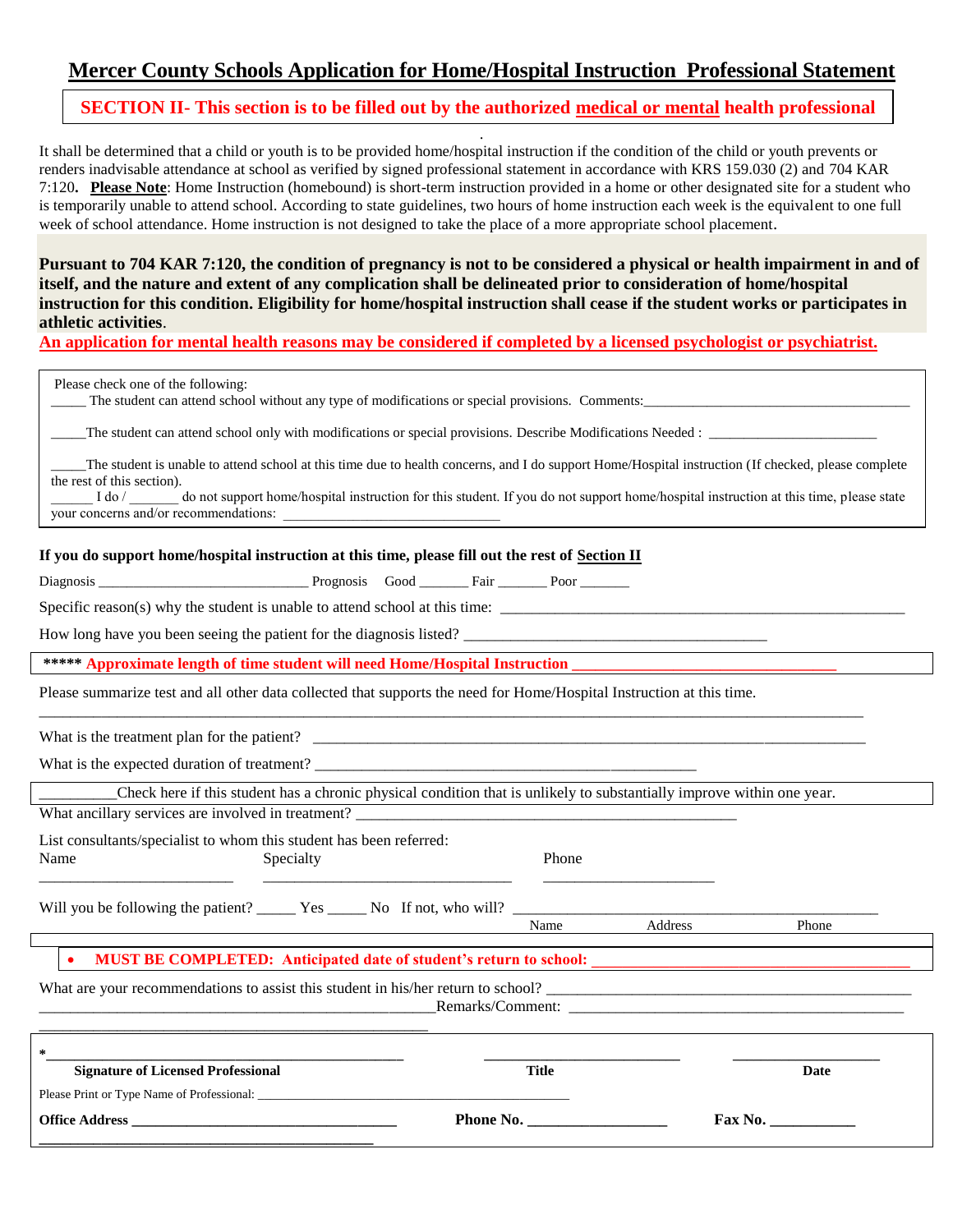# Mercer County Schools Application for Home/Hospital Instruction Professional Statement

**SECTION II- This section is to be filled out by the authorized medical or mental health professional**

It shall be determined that a child or youth is to be provided home/hospital instruction if the condition of the child or youth prevents or renders inadvisable attendance at school as verified by signed professional statement in accordance with KRS 159.030 (2) and 704 KAR 7:120. **Please Note**: Home Instruction (homebound) is short-term instruction provided in a home or other designated site for a student who is temporarily unable to attend school. According to state guidelines, two hours of home instruction each week is the equivalent to one full week of school attendance. Home instruction is not designed to take the place of a more appropriate school placement.

**Pursuant to 704 KAR 7:120, the condition of pregnancy is not to be considered a physical or health impairment in and of itself, and the nature and extent of any complication shall be delineated prior to consideration of home/hospital instruction for this condition. Eligibility for home/hospital instruction shall cease if the student works or participates in athletic activities.**

An application for mental health reasons may be considered if completed by a licensed psychologist or psychiatrist.

Please check one of the following:

_____ The student can attend school without any type of modifications or special provisions. Comments:_____________________________________

_____The student can attend school only with modifications or special provisions. Describe Modifications Needed : _______________________

_____The student is unable to attend school at this time due to health concerns, and I do support Home/Hospital instruction (If checked, please complete the rest of this section).

______ I do / _______ do not support home/hospital instruction for this student. If you do not support home/hospital instruction at this time, please state your concerns and/or recommendations: ______________________________

**If you do support home/hospital instruction at this time, please fill out the rest of Section II**

Diagnosis ____________________________ Prognosis Good _______ Fair _______ Poor _______

Specific reason(s) why the student is unable to attend school at this time: _____________________________________________________

How long have you been seeing the patient for the diagnosis listed? ______________________________________

**\*\*\*\*\* Approximate length of time student will need Home/Hospital Instruction** _________________________________

Please summarize test and all other data collected that supports the need for Home/Hospital Instruction at this time.

_____________________________________________________________________________________________________

What is the treatment plan for the patient? _________________________________________________________________________

What is the expected duration of treatment? ________________________________________________

__________Check here if this student has a chronic physical condition that is unlikely to substantially improve within one year.

What ancillary services are involved in treatment? __________________________________________________

List consultants/specialist to whom this student has been referred:

| Name | Specialty | Phone |
| --- | --- | --- |
| ________________________ | _______________________________ | _____________________ |

Will you be following the patient? _____ Yes _____ No If not, who will? _______________________________________________

Name Address Phone

- **MUST BE COMPLETED: Anticipated date of student's return to school:** ________________________________________

What are your recommendations to assist this student in his/her return to school? _______________________________________________

____________________________________________________Remarks/Comment: ___________________________________________

____________________________________________________

\*_____________________________________________ _________________________ ___________________

**Signature of Licensed Professional** **Title** **Date**

Please Print or Type Name of Professional: _______________________________________________

**Office Address** ___________________________________ **Phone No.** __________________ **Fax No.** ___________

___________________________________________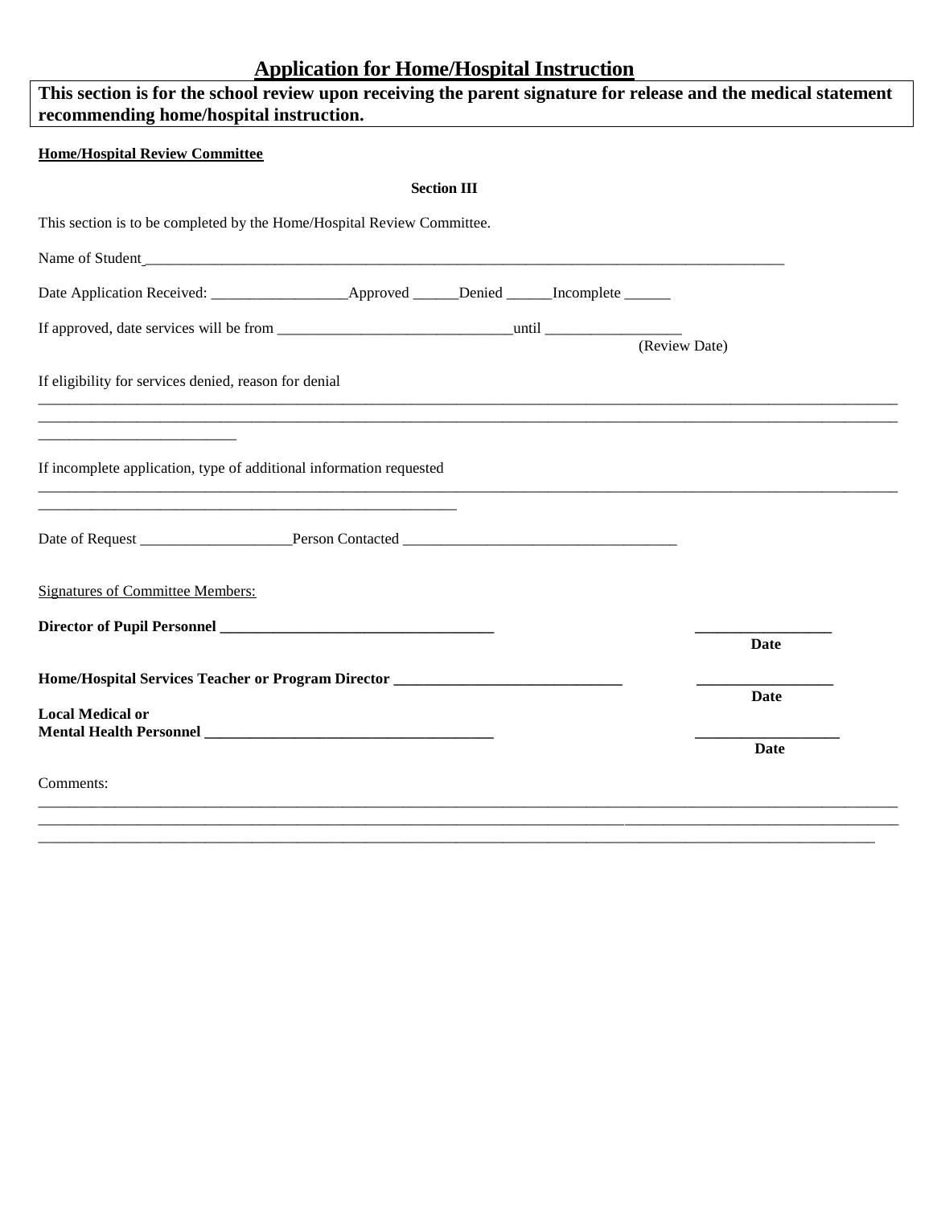# Application for Home/Hospital Instruction

**This section is for the school review upon receiving the parent signature for release and the medical statement recommending home/hospital instruction.**

**Home/Hospital Review Committee**

**Section III**

This section is to be completed by the Home/Hospital Review Committee.

Name of Student ___________________________________________________________________________________

Date Application Received: __________________Approved ______Denied ______Incomplete ______

If approved, date services will be from _______________________________until __________________
(Review Date)

If eligibility for services denied, reason for denial
________________________________________________________________________________________________________________
________________________________________________________________________________________________________________
__________________________

If incomplete application, type of additional information requested
________________________________________________________________________________________________________________
_______________________________________________________

Date of Request ____________________Person Contacted ____________________________________

Signatures of Committee Members:

**Director of Pupil Personnel ____________________________________** __________________
**Date**

**Home/Hospital Services Teacher or Program Director ______________________________** __________________
**Date**

**Local Medical or**
**Mental Health Personnel ______________________________________** ___________________
**Date**

Comments:
________________________________________________________________________________________________________________
________________________________________________________________________________________________________________
_____________________________________________________________________________________________________________